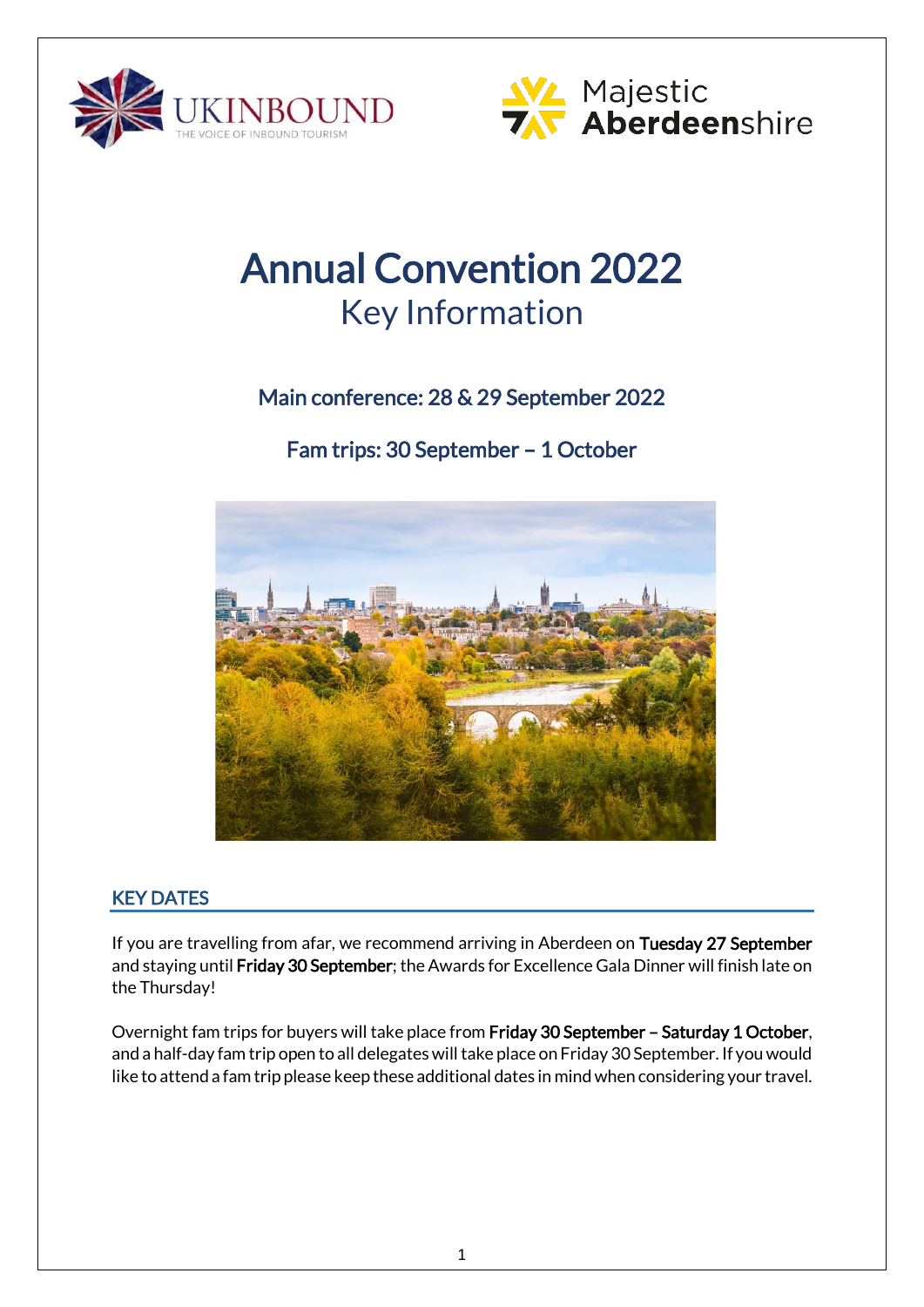UKINBOUND
THE VOICE OF INBOUND TOURISM

Majestic **Aberdeenshire**

# Annual Convention 2022

## Key Information

### Main conference: 28 & 29 September 2022

### Fam trips: 30 September – 1 October

## KEY DATES

If you are travelling from afar, we recommend arriving in Aberdeen on **Tuesday 27 September** and staying until **Friday 30 September**; the Awards for Excellence Gala Dinner will finish late on the Thursday!

Overnight fam trips for buyers will take place from **Friday 30 September – Saturday 1 October**, and a half-day fam trip open to all delegates will take place on Friday 30 September. If you would like to attend a fam trip please keep these additional dates in mind when considering your travel.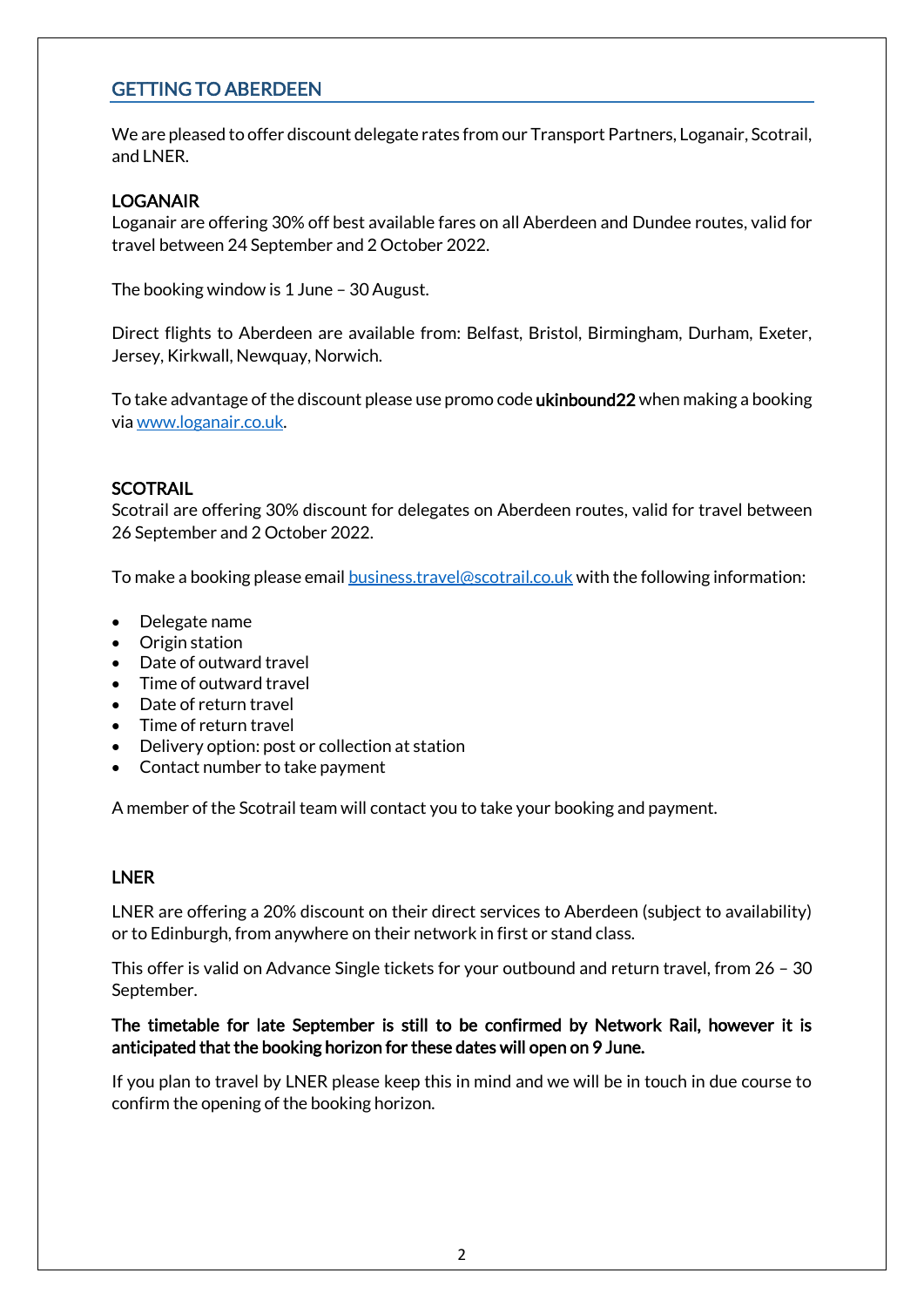## GETTING TO ABERDEEN

We are pleased to offer discount delegate rates from our Transport Partners, Loganair, Scotrail, and LNER.

### LOGANAIR

Loganair are offering 30% off best available fares on all Aberdeen and Dundee routes, valid for travel between 24 September and 2 October 2022.

The booking window is 1 June – 30 August.

Direct flights to Aberdeen are available from: Belfast, Bristol, Birmingham, Durham, Exeter, Jersey, Kirkwall, Newquay, Norwich.

To take advantage of the discount please use promo code **ukinbound22** when making a booking via [www.loganair.co.uk](http://www.loganair.co.uk).

### SCOTRAIL

Scotrail are offering 30% discount for delegates on Aberdeen routes, valid for travel between 26 September and 2 October 2022.

To make a booking please email [business.travel@scotrail.co.uk](mailto:business.travel@scotrail.co.uk) with the following information:

- Delegate name
- Origin station
- Date of outward travel
- Time of outward travel
- Date of return travel
- Time of return travel
- Delivery option: post or collection at station
- Contact number to take payment

A member of the Scotrail team will contact you to take your booking and payment.

### LNER

LNER are offering a 20% discount on their direct services to Aberdeen (subject to availability) or to Edinburgh, from anywhere on their network in first or stand class.

This offer is valid on Advance Single tickets for your outbound and return travel, from 26 – 30 September.

**The timetable for late September is still to be confirmed by Network Rail, however it is anticipated that the booking horizon for these dates will open on 9 June.**

If you plan to travel by LNER please keep this in mind and we will be in touch in due course to confirm the opening of the booking horizon.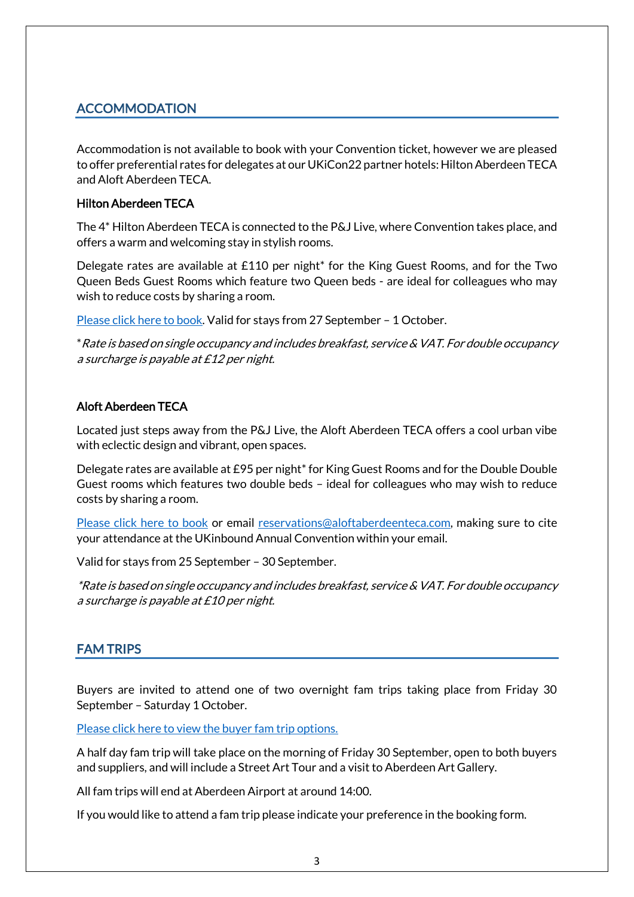## ACCOMMODATION

Accommodation is not available to book with your Convention ticket, however we are pleased to offer preferential rates for delegates at our UKiCon22 partner hotels: Hilton Aberdeen TECA and Aloft Aberdeen TECA.

### Hilton Aberdeen TECA

The 4* Hilton Aberdeen TECA is connected to the P&J Live, where Convention takes place, and offers a warm and welcoming stay in stylish rooms.

Delegate rates are available at £110 per night* for the King Guest Rooms, and for the Two Queen Beds Guest Rooms which feature two Queen beds - are ideal for colleagues who may wish to reduce costs by sharing a room.

Please click here to book. Valid for stays from 27 September – 1 October.

*\*Rate is based on single occupancy and includes breakfast, service & VAT. For double occupancy a surcharge is payable at £12 per night.*

### Aloft Aberdeen TECA

Located just steps away from the P&J Live, the Aloft Aberdeen TECA offers a cool urban vibe with eclectic design and vibrant, open spaces.

Delegate rates are available at £95 per night* for King Guest Rooms and for the Double Double Guest rooms which features two double beds – ideal for colleagues who may wish to reduce costs by sharing a room.

Please click here to book or email reservations@aloftaberdeenteca.com, making sure to cite your attendance at the UKinbound Annual Convention within your email.

Valid for stays from 25 September – 30 September.

*\*Rate is based on single occupancy and includes breakfast, service & VAT. For double occupancy a surcharge is payable at £10 per night.*

## FAM TRIPS

Buyers are invited to attend one of two overnight fam trips taking place from Friday 30 September – Saturday 1 October.

Please click here to view the buyer fam trip options.

A half day fam trip will take place on the morning of Friday 30 September, open to both buyers and suppliers, and will include a Street Art Tour and a visit to Aberdeen Art Gallery.

All fam trips will end at Aberdeen Airport at around 14:00.

If you would like to attend a fam trip please indicate your preference in the booking form.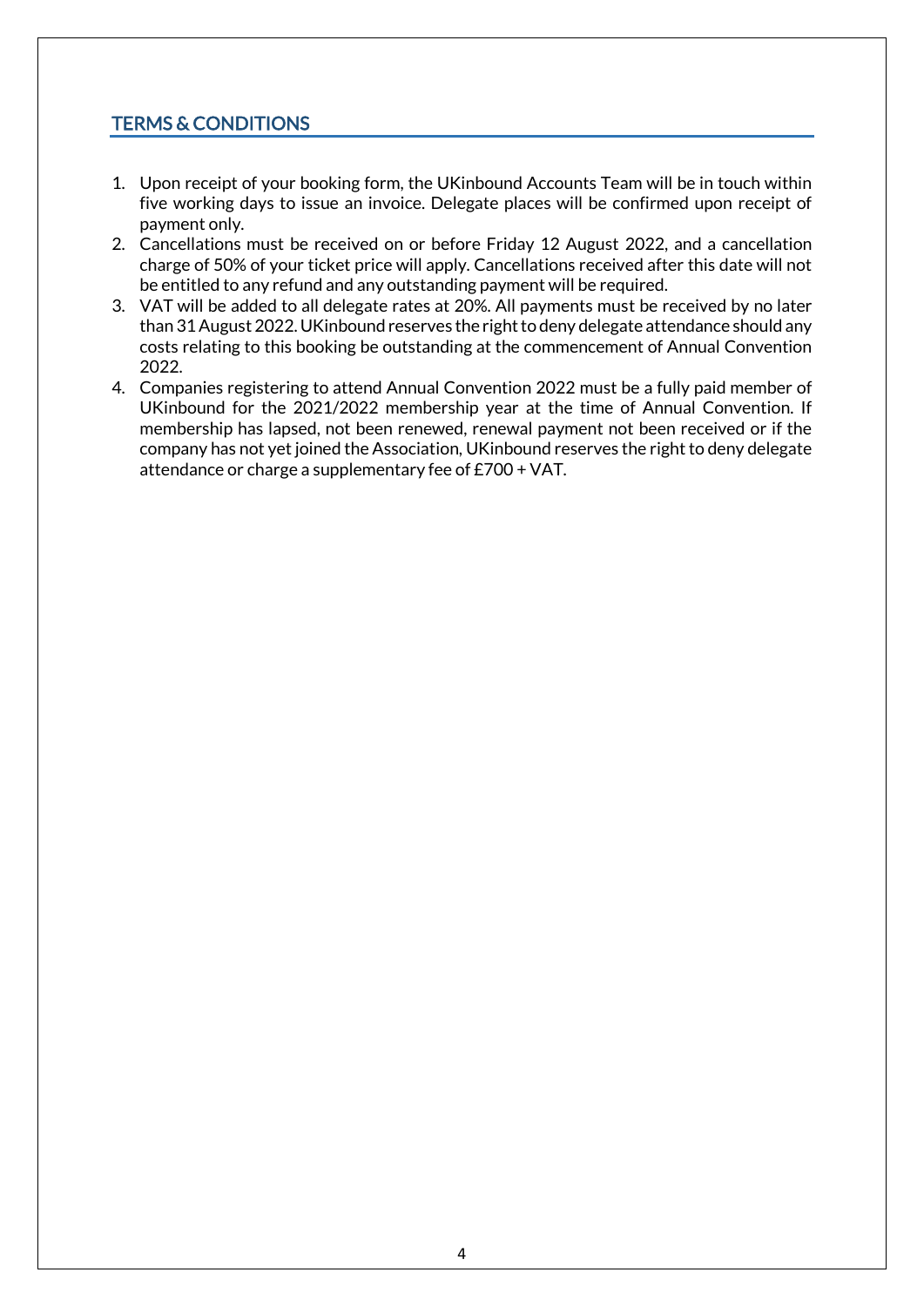## TERMS & CONDITIONS

1. Upon receipt of your booking form, the UKinbound Accounts Team will be in touch within five working days to issue an invoice. Delegate places will be confirmed upon receipt of payment only.
2. Cancellations must be received on or before Friday 12 August 2022, and a cancellation charge of 50% of your ticket price will apply. Cancellations received after this date will not be entitled to any refund and any outstanding payment will be required.
3. VAT will be added to all delegate rates at 20%. All payments must be received by no later than 31 August 2022. UKinbound reserves the right to deny delegate attendance should any costs relating to this booking be outstanding at the commencement of Annual Convention 2022.
4. Companies registering to attend Annual Convention 2022 must be a fully paid member of UKinbound for the 2021/2022 membership year at the time of Annual Convention. If membership has lapsed, not been renewed, renewal payment not been received or if the company has not yet joined the Association, UKinbound reserves the right to deny delegate attendance or charge a supplementary fee of £700 + VAT.